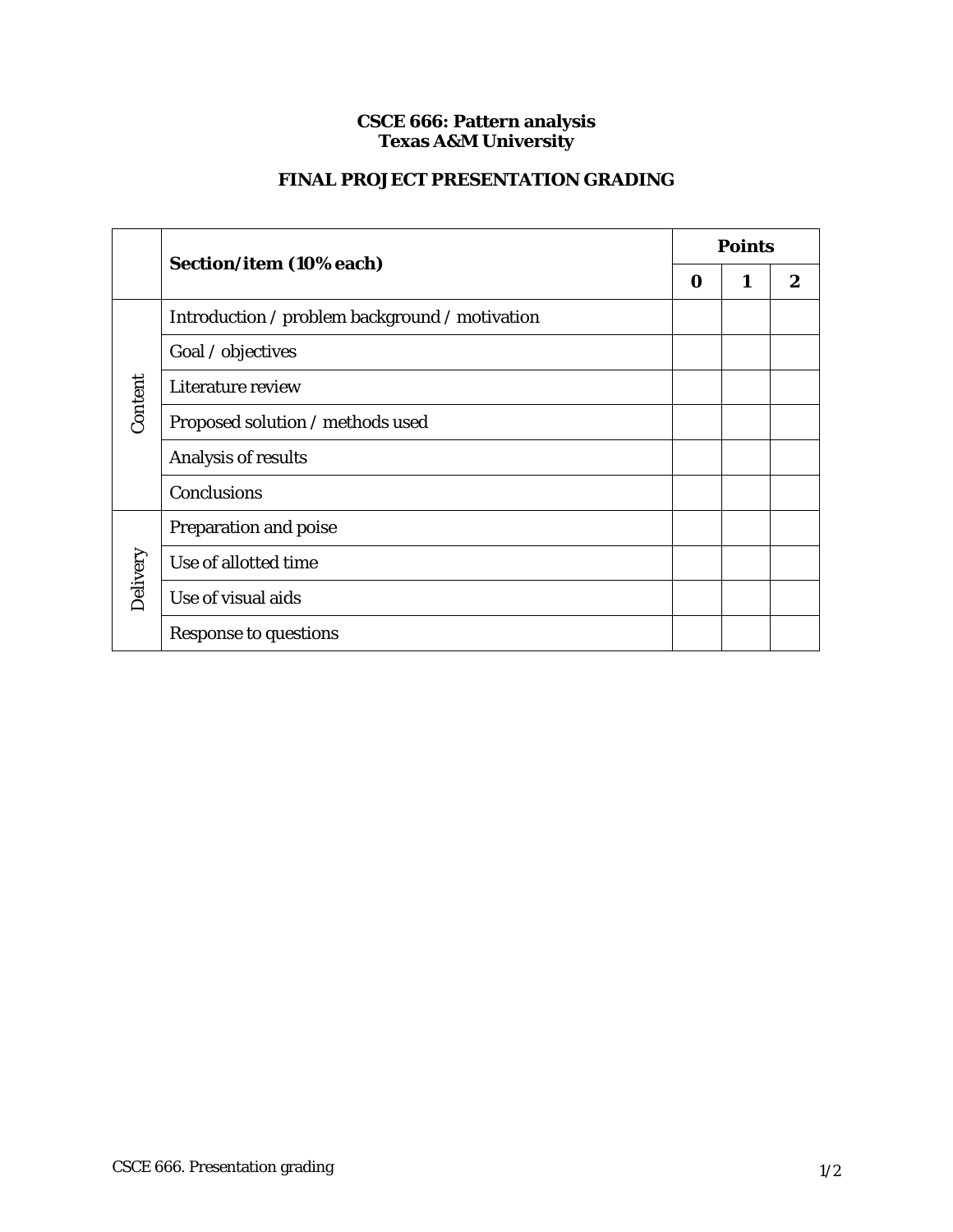**CSCE 666: Pattern analysis**
**Texas A&M University**

# FINAL PROJECT PRESENTATION GRADING

| | Section/item (10% each) | Points | | |
|---|---|---|---|---|
| | | **0** | **1** | **2** |
| Content | Introduction / problem background / motivation | | | |
| | Goal / objectives | | | |
| | Literature review | | | |
| | Proposed solution / methods used | | | |
| | Analysis of results | | | |
| | Conclusions | | | |
| Delivery | Preparation and poise | | | |
| | Use of allotted time | | | |
| | Use of visual aids | | | |
| | Response to questions | | | |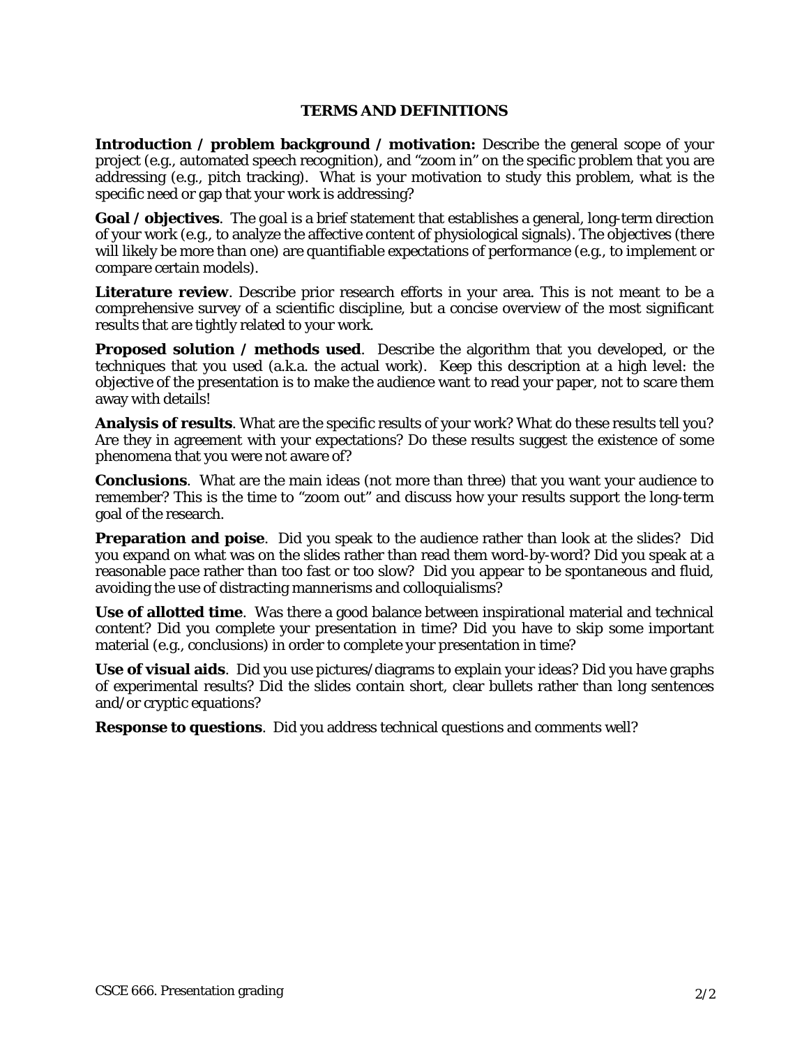## TERMS AND DEFINITIONS

**Introduction / problem background / motivation:** Describe the general scope of your project (e.g., automated speech recognition), and "zoom in" on the specific problem that you are addressing (e.g., pitch tracking). What is your motivation to study this problem, what is the specific need or gap that your work is addressing?

**Goal / objectives**. The goal is a brief statement that establishes a general, long-term direction of your work (e.g., to analyze the affective content of physiological signals). The objectives (there will likely be more than one) are quantifiable expectations of performance (e.g., to implement or compare certain models).

**Literature review**. Describe prior research efforts in your area. This is not meant to be a comprehensive survey of a scientific discipline, but a concise overview of the most significant results that are tightly related to your work.

**Proposed solution / methods used**. Describe the algorithm that you developed, or the techniques that you used (a.k.a. the actual work). Keep this description at a high level: the objective of the presentation is to make the audience want to read your paper, not to scare them away with details!

**Analysis of results**. What are the specific results of your work? What do these results tell you? Are they in agreement with your expectations? Do these results suggest the existence of some phenomena that you were not aware of?

**Conclusions**. What are the main ideas (not more than three) that you want your audience to remember? This is the time to "zoom out" and discuss how your results support the long-term goal of the research.

**Preparation and poise**. Did you speak to the audience rather than look at the slides? Did you expand on what was on the slides rather than read them word-by-word? Did you speak at a reasonable pace rather than too fast or too slow? Did you appear to be spontaneous and fluid, avoiding the use of distracting mannerisms and colloquialisms?

**Use of allotted time**. Was there a good balance between inspirational material and technical content? Did you complete your presentation in time? Did you have to skip some important material (e.g., conclusions) in order to complete your presentation in time?

**Use of visual aids**. Did you use pictures/diagrams to explain your ideas? Did you have graphs of experimental results? Did the slides contain short, clear bullets rather than long sentences and/or cryptic equations?

**Response to questions**. Did you address technical questions and comments well?